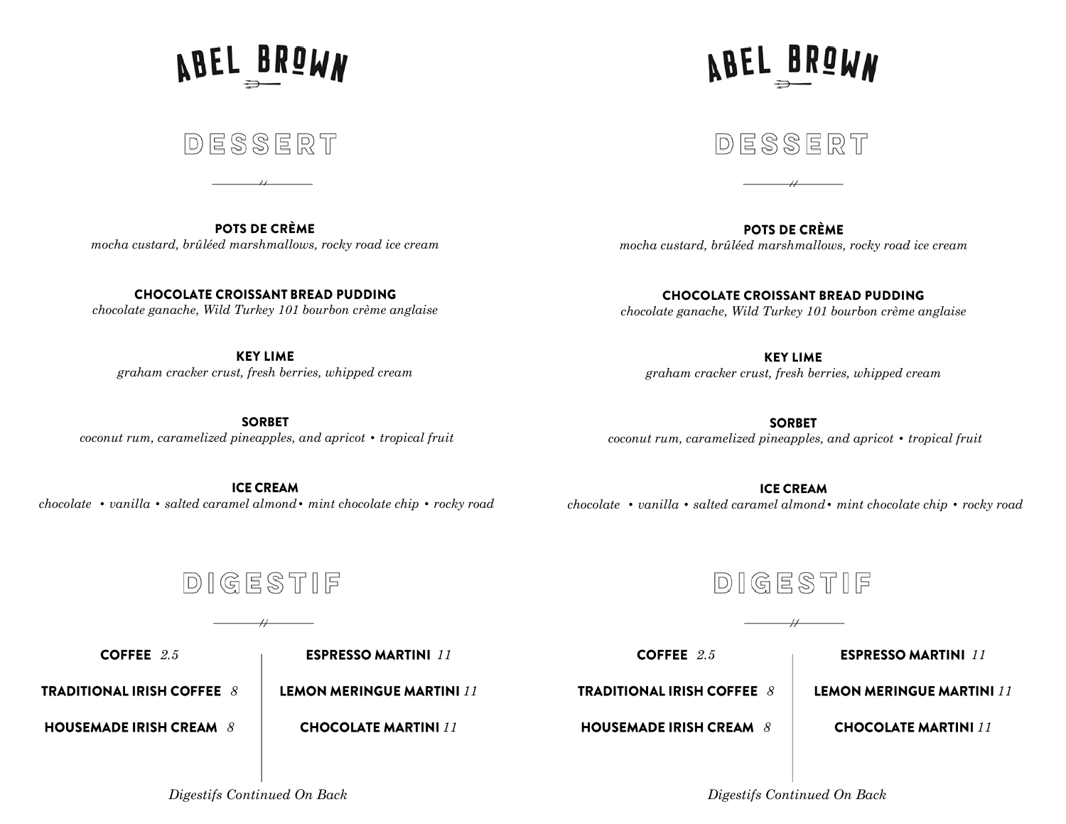# ABEL BROWN

## DESSERT

**POTS DE CRÈME**
*mocha custard, brûléed marshmallows, rocky road ice cream*

**CHOCOLATE CROISSANT BREAD PUDDING**
*chocolate ganache, Wild Turkey 101 bourbon crème anglaise*

**KEY LIME**
*graham cracker crust, fresh berries, whipped cream*

**SORBET**
*coconut rum, caramelized pineapples, and apricot • tropical fruit*

**ICE CREAM**
*chocolate • vanilla • salted caramel almond• mint chocolate chip • rocky road*

## DIGESTIF

**COFFEE** *2.5*

**TRADITIONAL IRISH COFFEE** *8*

**HOUSEMADE IRISH CREAM** *8*

**ESPRESSO MARTINI** *11*

**LEMON MERINGUE MARTINI** *11*

**CHOCOLATE MARTINI** *11*

*Digestifs Continued On Back*

# ABEL BROWN

## DESSERT

**POTS DE CRÈME**
*mocha custard, brûléed marshmallows, rocky road ice cream*

**CHOCOLATE CROISSANT BREAD PUDDING**
*chocolate ganache, Wild Turkey 101 bourbon crème anglaise*

**KEY LIME**
*graham cracker crust, fresh berries, whipped cream*

**SORBET**
*coconut rum, caramelized pineapples, and apricot • tropical fruit*

**ICE CREAM**
*chocolate • vanilla • salted caramel almond• mint chocolate chip • rocky road*

## DIGESTIF

**COFFEE** *2.5*

**TRADITIONAL IRISH COFFEE** *8*

**HOUSEMADE IRISH CREAM** *8*

**ESPRESSO MARTINI** *11*

**LEMON MERINGUE MARTINI** *11*

**CHOCOLATE MARTINI** *11*

*Digestifs Continued On Back*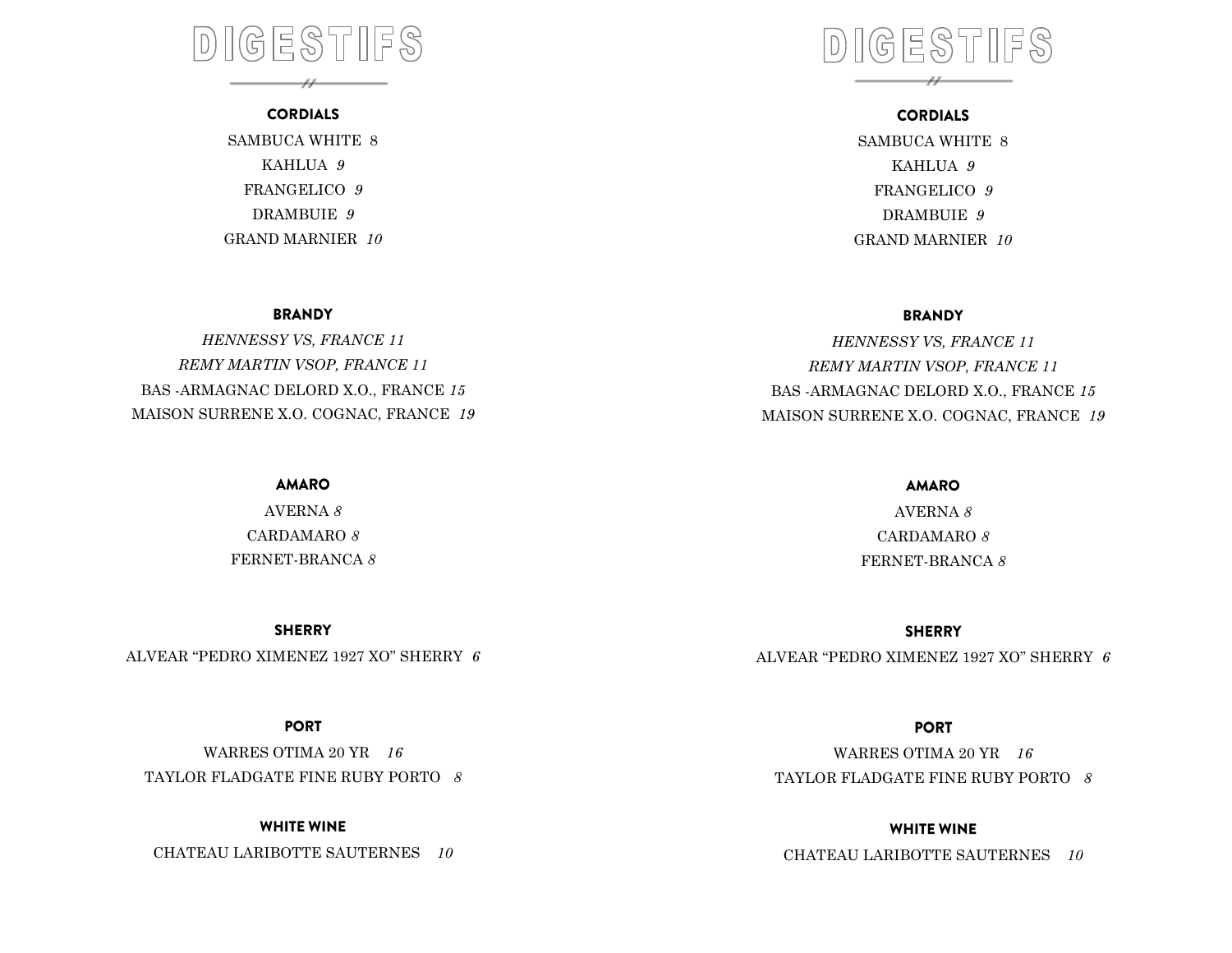# DIGESTIFS

## CORDIALS

SAMBUCA WHITE 8

KAHLUA *9*

FRANGELICO *9*

DRAMBUIE *9*

GRAND MARNIER *10*

## BRANDY

*HENNESSY VS, FRANCE 11*

*REMY MARTIN VSOP, FRANCE 11*

BAS -ARMAGNAC DELORD X.O., FRANCE *15*

MAISON SURRENE X.O. COGNAC, FRANCE *19*

## AMARO

AVERNA *8*

CARDAMARO *8*

FERNET-BRANCA *8*

## SHERRY

ALVEAR "PEDRO XIMENEZ 1927 XO" SHERRY *6*

## PORT

WARRES OTIMA 20 YR *16*

TAYLOR FLADGATE FINE RUBY PORTO *8*

## WHITE WINE

CHATEAU LARIBOTTE SAUTERNES *10*

# DIGESTIFS

## CORDIALS

SAMBUCA WHITE 8

KAHLUA *9*

FRANGELICO *9*

DRAMBUIE *9*

GRAND MARNIER *10*

## BRANDY

*HENNESSY VS, FRANCE 11*

*REMY MARTIN VSOP, FRANCE 11*

BAS -ARMAGNAC DELORD X.O., FRANCE *15*

MAISON SURRENE X.O. COGNAC, FRANCE *19*

## AMARO

AVERNA *8*

CARDAMARO *8*

FERNET-BRANCA *8*

## SHERRY

ALVEAR "PEDRO XIMENEZ 1927 XO" SHERRY *6*

## PORT

WARRES OTIMA 20 YR *16*

TAYLOR FLADGATE FINE RUBY PORTO *8*

## WHITE WINE

CHATEAU LARIBOTTE SAUTERNES *10*